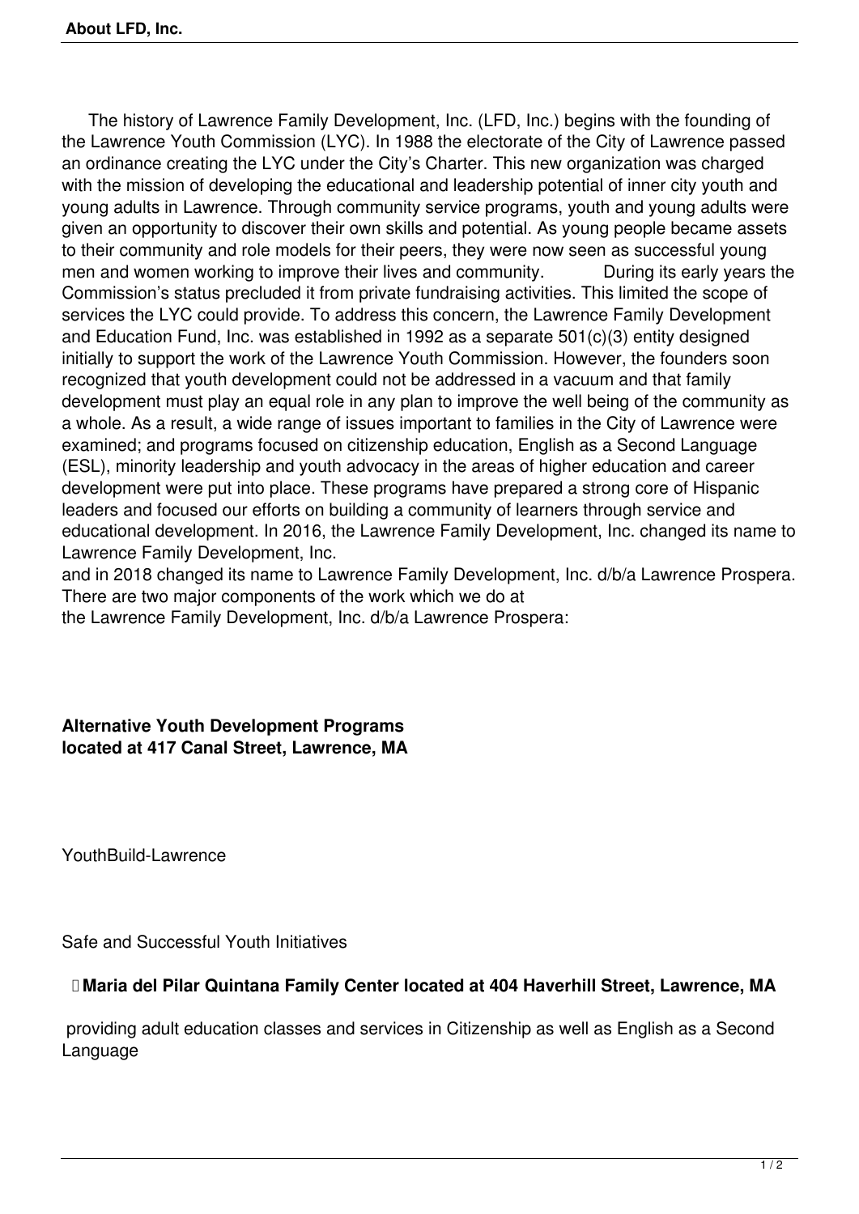The history of Lawrence Family Development, Inc. (LFD, Inc.) begins with the founding of the Lawrence Youth Commission (LYC). In 1988 the electorate of the City of Lawrence passed an ordinance creating the LYC under the City's Charter. This new organization was charged with the mission of developing the educational and leadership potential of inner city youth and young adults in Lawrence. Through community service programs, youth and young adults were given an opportunity to discover their own skills and potential. As young people became assets to their community and role models for their peers, they were now seen as successful young men and women working to improve their lives and community. During its early years the Commission's status precluded it from private fundraising activities. This limited the scope of services the LYC could provide. To address this concern, the Lawrence Family Development and Education Fund, Inc. was established in 1992 as a separate 501(c)(3) entity designed initially to support the work of the Lawrence Youth Commission. However, the founders soon recognized that youth development could not be addressed in a vacuum and that family development must play an equal role in any plan to improve the well being of the community as a whole. As a result, a wide range of issues important to families in the City of Lawrence were examined; and programs focused on citizenship education, English as a Second Language (ESL), minority leadership and youth advocacy in the areas of higher education and career development were put into place. These programs have prepared a strong core of Hispanic leaders and focused our efforts on building a community of learners through service and educational development. In 2016, the Lawrence Family Development, Inc. changed its name to Lawrence Family Development, Inc.
and in 2018 changed its name to Lawrence Family Development, Inc. d/b/a Lawrence Prospera. There are two major components of the work which we do at
the Lawrence Family Development, Inc. d/b/a Lawrence Prospera:

**Alternative Youth Development Programs**
**located at 417 Canal Street, Lawrence, MA**

YouthBuild-Lawrence

Safe and Successful Youth Initiatives

**Maria del Pilar Quintana Family Center located at 404 Haverhill Street, Lawrence, MA**

providing adult education classes and services in Citizenship as well as English as a Second Language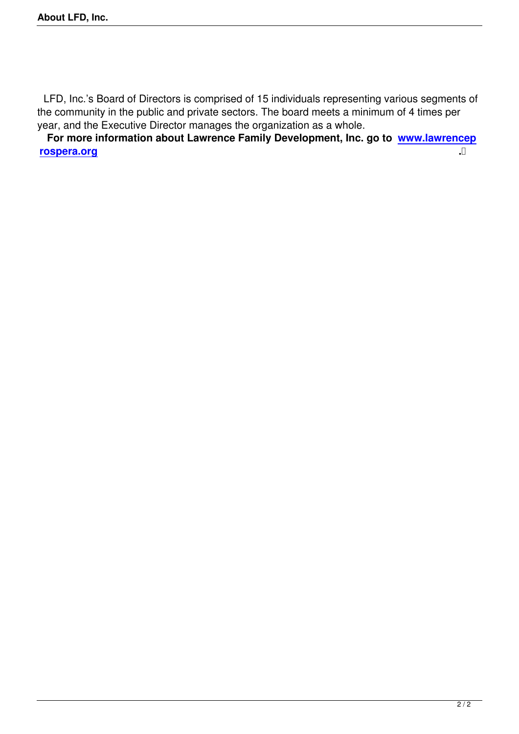LFD, Inc.'s Board of Directors is comprised of 15 individuals representing various segments of the community in the public and private sectors. The board meets a minimum of 4 times per year, and the Executive Director manages the organization as a whole.

**For more information about Lawrence Family Development, Inc. go to [www.lawrenceprospera.org](http://www.lawrenceprospera.org).**